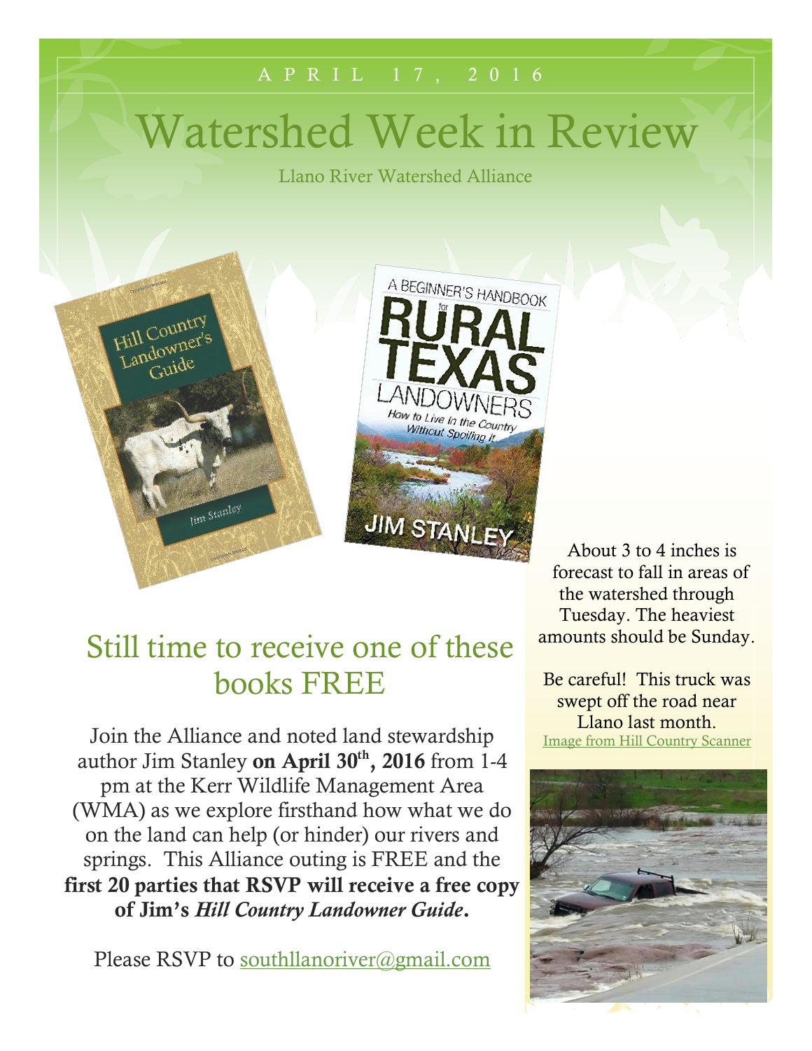APRIL 17, 2016

# Watershed Week in Review

Llano River Watershed Alliance

## Still time to receive one of these books FREE

Join the Alliance and noted land stewardship author Jim Stanley **on April 30th, 2016** from 1-4 pm at the Kerr Wildlife Management Area (WMA) as we explore firsthand how what we do on the land can help (or hinder) our rivers and springs. This Alliance outing is FREE and the **first 20 parties that RSVP will receive a free copy of Jim's *Hill Country Landowner Guide*.**

Please RSVP to southllanoriver@gmail.com

About 3 to 4 inches is forecast to fall in areas of the watershed through Tuesday. The heaviest amounts should be Sunday.

Be careful! This truck was swept off the road near Llano last month.
Image from Hill Country Scanner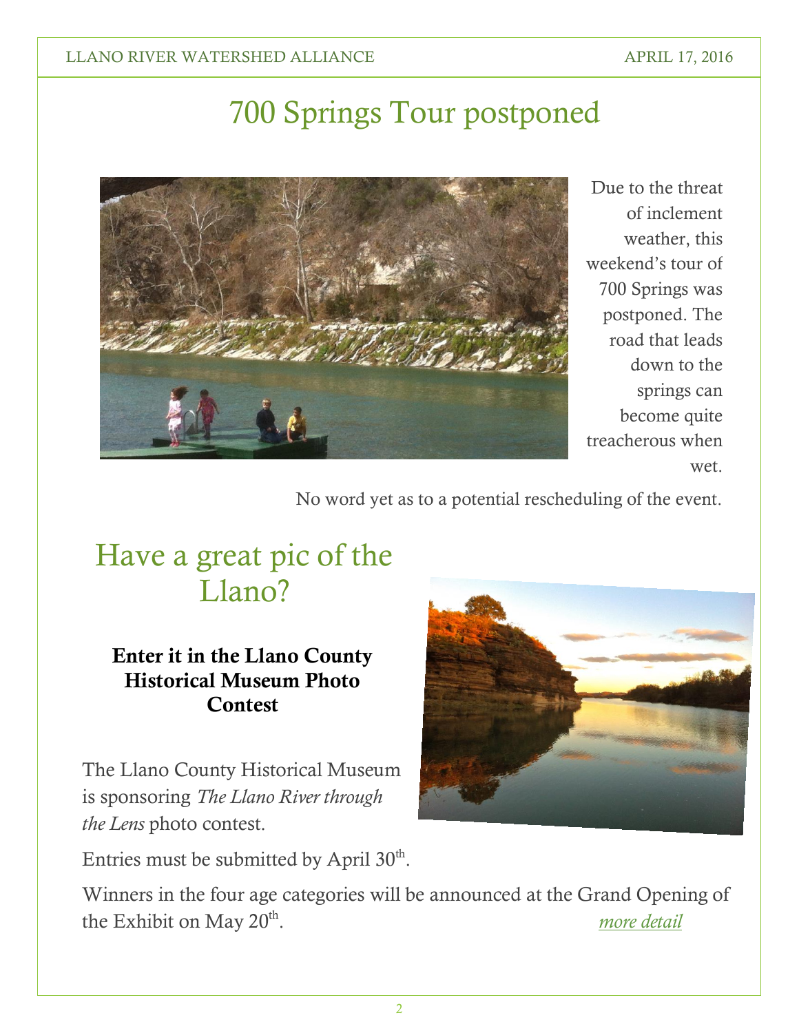# 700 Springs Tour postponed

Due to the threat of inclement weather, this weekend's tour of 700 Springs was postponed. The road that leads down to the springs can become quite treacherous when wet.

No word yet as to a potential rescheduling of the event.

# Have a great pic of the Llano?

**Enter it in the Llano County Historical Museum Photo Contest**

The Llano County Historical Museum is sponsoring *The Llano River through the Lens* photo contest.

Entries must be submitted by April 30th.

Winners in the four age categories will be announced at the Grand Opening of the Exhibit on May 20th. *more detail*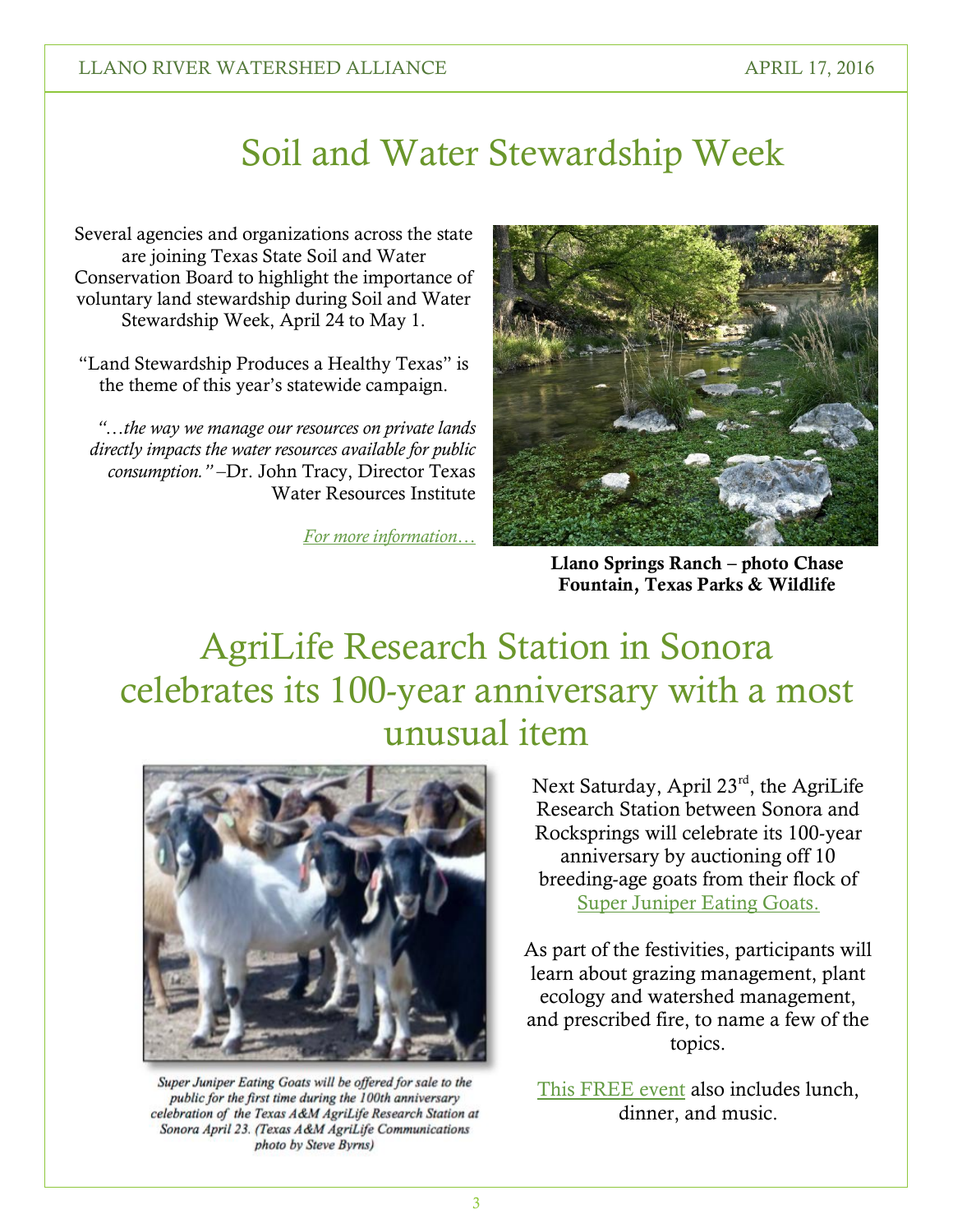# Soil and Water Stewardship Week

Several agencies and organizations across the state are joining Texas State Soil and Water Conservation Board to highlight the importance of voluntary land stewardship during Soil and Water Stewardship Week, April 24 to May 1.

"Land Stewardship Produces a Healthy Texas" is the theme of this year's statewide campaign.

*"…the way we manage our resources on private lands directly impacts the water resources available for public consumption."* –Dr. John Tracy, Director Texas Water Resources Institute

*For more information…*

**Llano Springs Ranch – photo Chase Fountain, Texas Parks & Wildlife**

# AgriLife Research Station in Sonora celebrates its 100-year anniversary with a most unusual item

*Super Juniper Eating Goats will be offered for sale to the public for the first time during the 100th anniversary celebration of the Texas A&M AgriLife Research Station at Sonora April 23. (Texas A&M AgriLife Communications photo by Steve Byrns)*

Next Saturday, April 23rd, the AgriLife Research Station between Sonora and Rocksprings will celebrate its 100-year anniversary by auctioning off 10 breeding-age goats from their flock of Super Juniper Eating Goats.

As part of the festivities, participants will learn about grazing management, plant ecology and watershed management, and prescribed fire, to name a few of the topics.

This FREE event also includes lunch, dinner, and music.